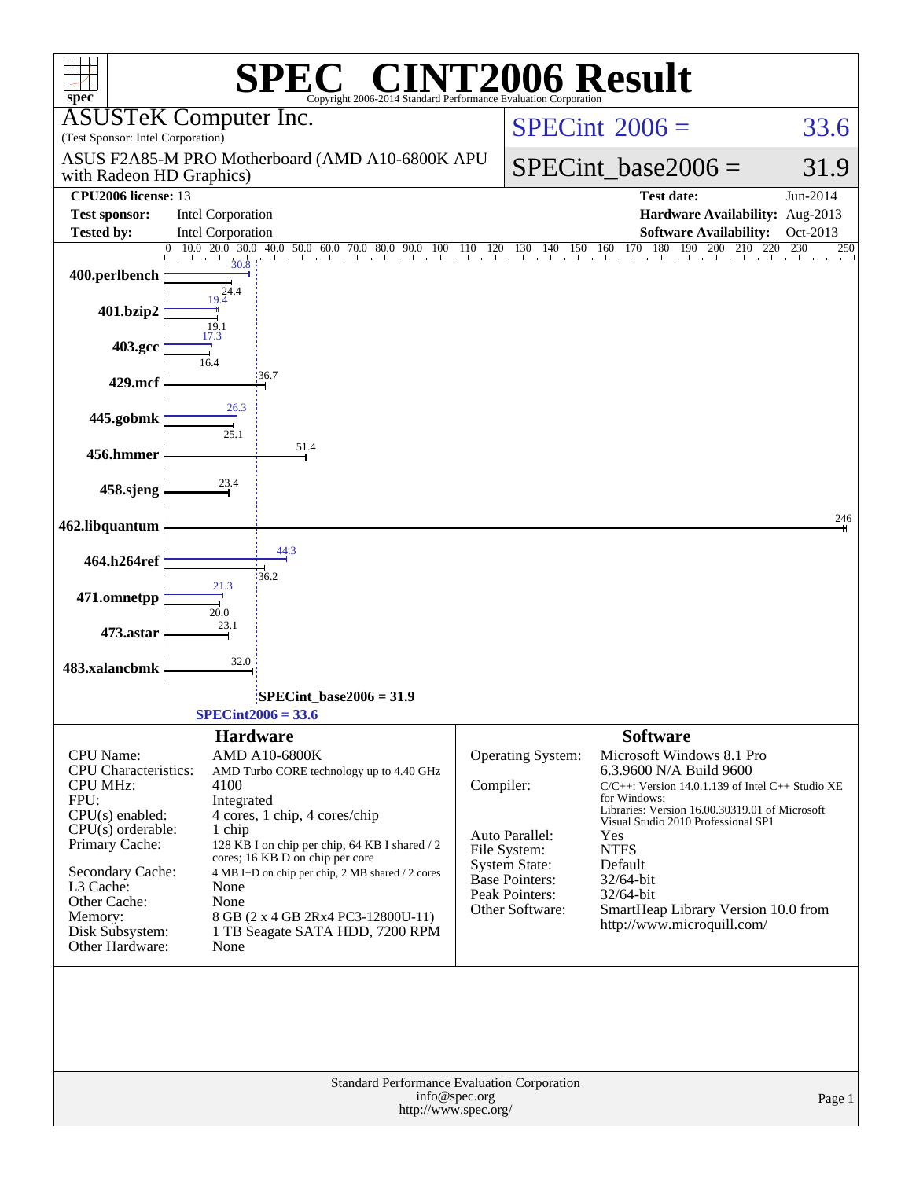# SPEC CINT2006 Result

Copyright 2006-2014 Standard Performance Evaluation Corporation

**ASUSTeK Computer Inc.**
(Test Sponsor: Intel Corporation)

ASUS F2A85-M PRO Motherboard (AMD A10-6800K APU with Radeon HD Graphics)

SPECint 2006 = 33.6

SPECint_base2006 = 31.9

| | | | |
|---|---|---|---|
| **CPU2006 license:** 13 | | **Test date:** | Jun-2014 |
| **Test sponsor:** | Intel Corporation | **Hardware Availability:** | Aug-2013 |
| **Tested by:** | Intel Corporation | **Software Availability:** | Oct-2013 |

| Benchmark | Peak | Base |
|---|---|---|
| 400.perlbench | 30.8 | 24.4 |
| 401.bzip2 | 19.4 | 19.1 |
| 403.gcc | 17.3 | 16.4 |
| 429.mcf | | 36.7 |
| 445.gobmk | 26.3 | 25.1 |
| 456.hmmer | | 51.4 |
| 458.sjeng | | 23.4 |
| 462.libquantum | | 246 |
| 464.h264ref | 44.3 | 36.2 |
| 471.omnetpp | 21.3 | 20.0 |
| 473.astar | | 23.1 |
| 483.xalancbmk | | 32.0 |

SPECint_base2006 = 31.9

SPECint2006 = 33.6

## Hardware

| | |
|---|---|
| CPU Name: | AMD A10-6800K |
| CPU Characteristics: | AMD Turbo CORE technology up to 4.40 GHz |
| CPU MHz: | 4100 |
| FPU: | Integrated |
| CPU(s) enabled: | 4 cores, 1 chip, 4 cores/chip |
| CPU(s) orderable: | 1 chip |
| Primary Cache: | 128 KB I on chip per chip, 64 KB I shared / 2 cores; 16 KB D on chip per core |
| Secondary Cache: | 4 MB I+D on chip per chip, 2 MB shared / 2 cores |
| L3 Cache: | None |
| Other Cache: | None |
| Memory: | 8 GB (2 x 4 GB 2Rx4 PC3-12800U-11) |
| Disk Subsystem: | 1 TB Seagate SATA HDD, 7200 RPM |
| Other Hardware: | None |

## Software

| | |
|---|---|
| Operating System: | Microsoft Windows 8.1 Pro 6.3.9600 N/A Build 9600 |
| Compiler: | C/C++: Version 14.0.1.139 of Intel C++ Studio XE for Windows; Libraries: Version 16.00.30319.01 of Microsoft Visual Studio 2010 Professional SP1 |
| Auto Parallel: | Yes |
| File System: | NTFS |
| System State: | Default |
| Base Pointers: | 32/64-bit |
| Peak Pointers: | 32/64-bit |
| Other Software: | SmartHeap Library Version 10.0 from http://www.microquill.com/ |

Standard Performance Evaluation Corporation
info@spec.org
http://www.spec.org/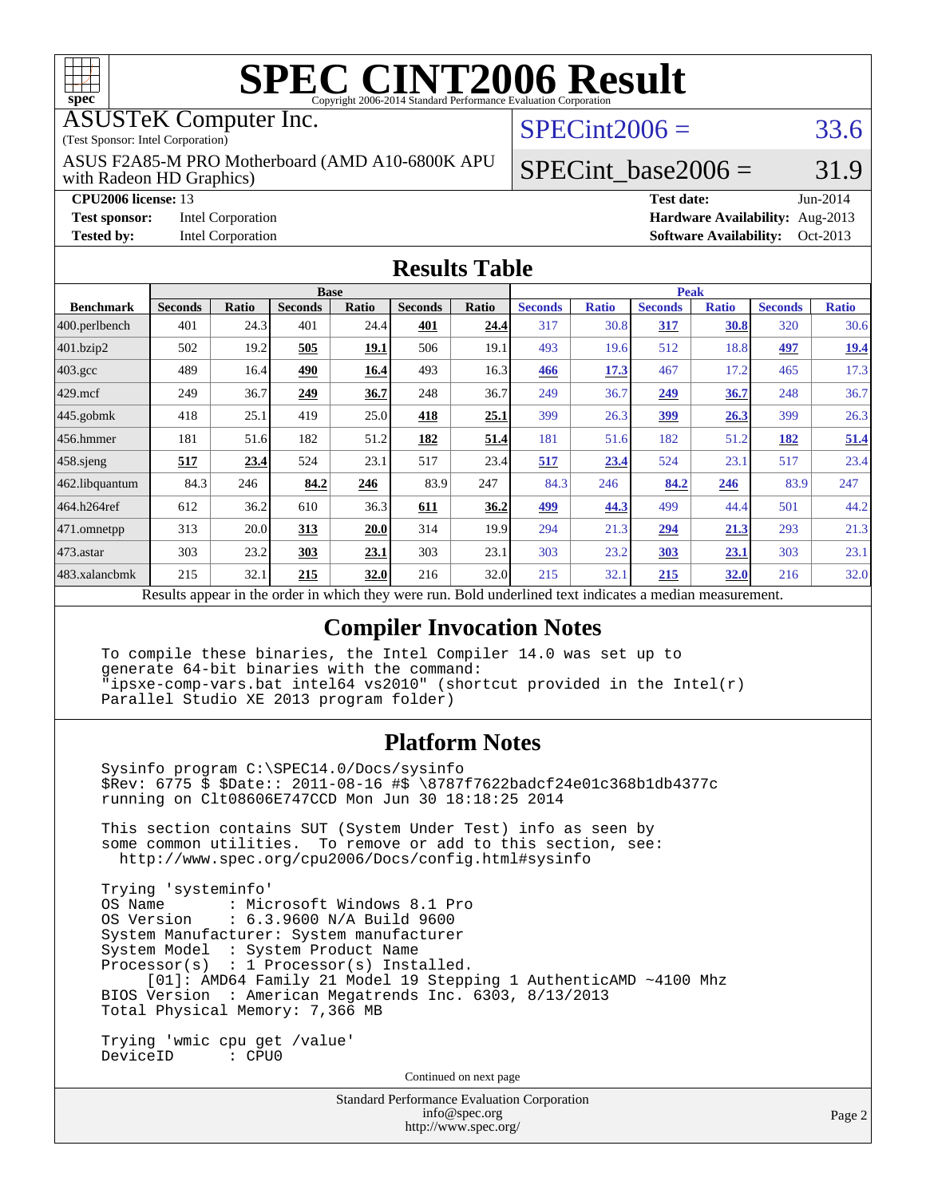# SPEC CINT2006 Result

Copyright 2006-2014 Standard Performance Evaluation Corporation

ASUSTeK Computer Inc.
(Test Sponsor: Intel Corporation)

ASUS F2A85-M PRO Motherboard (AMD A10-6800K APU with Radeon HD Graphics)

SPECint2006 = 33.6

SPECint_base2006 = 31.9

**CPU2006 license:** 13
**Test sponsor:** Intel Corporation
**Tested by:** Intel Corporation

**Test date:** Jun-2014
**Hardware Availability:** Aug-2013
**Software Availability:** Oct-2013

## Results Table

| Benchmark | Base | | | | | | Peak | | | | | |
|---|---|---|---|---|---|---|---|---|---|---|---|---|
| | Seconds | Ratio | Seconds | Ratio | Seconds | Ratio | Seconds | Ratio | Seconds | Ratio | Seconds | Ratio |
| 400.perlbench | 401 | 24.3 | 401 | 24.4 | **401** | **24.4** | 317 | 30.8 | **317** | **30.8** | 320 | 30.6 |
| 401.bzip2 | 502 | 19.2 | **505** | **19.1** | 506 | 19.1 | 493 | 19.6 | 512 | 18.8 | **497** | **19.4** |
| 403.gcc | 489 | 16.4 | **490** | **16.4** | 493 | 16.3 | **466** | **17.3** | 467 | 17.2 | 465 | 17.3 |
| 429.mcf | 249 | 36.7 | **249** | **36.7** | 248 | 36.7 | 249 | 36.7 | **249** | **36.7** | 248 | 36.7 |
| 445.gobmk | 418 | 25.1 | 419 | 25.0 | **418** | **25.1** | 399 | 26.3 | **399** | **26.3** | 399 | 26.3 |
| 456.hmmer | 181 | 51.6 | 182 | 51.2 | **182** | **51.4** | 181 | 51.6 | 182 | 51.2 | **182** | **51.4** |
| 458.sjeng | **517** | **23.4** | 524 | 23.1 | 517 | 23.4 | **517** | **23.4** | 524 | 23.1 | 517 | 23.4 |
| 462.libquantum | 84.3 | 246 | **84.2** | **246** | 83.9 | 247 | 84.3 | 246 | **84.2** | **246** | 83.9 | 247 |
| 464.h264ref | 612 | 36.2 | 610 | 36.3 | **611** | **36.2** | **499** | **44.3** | 499 | 44.4 | 501 | 44.2 |
| 471.omnetpp | 313 | 20.0 | **313** | **20.0** | 314 | 19.9 | 294 | 21.3 | **294** | **21.3** | 293 | 21.3 |
| 473.astar | 303 | 23.2 | **303** | **23.1** | 303 | 23.1 | 303 | 23.2 | **303** | **23.1** | 303 | 23.1 |
| 483.xalancbmk | 215 | 32.1 | **215** | **32.0** | 216 | 32.0 | 215 | 32.1 | **215** | **32.0** | 216 | 32.0 |

Results appear in the order in which they were run. Bold underlined text indicates a median measurement.

## Compiler Invocation Notes

```
To compile these binaries, the Intel Compiler 14.0 was set up to
generate 64-bit binaries with the command:
"ipsxe-comp-vars.bat intel64 vs2010" (shortcut provided in the Intel(r)
Parallel Studio XE 2013 program folder)
```

## Platform Notes

```
Sysinfo program C:\SPEC14.0/Docs/sysinfo
$Rev: 6775 $ $Date:: 2011-08-16 #$ \8787f7622badcf24e01c368b1db4377c
running on Clt08606E747CCD Mon Jun 30 18:18:25 2014

This section contains SUT (System Under Test) info as seen by
some common utilities.  To remove or add to this section, see:
  http://www.spec.org/cpu2006/Docs/config.html#sysinfo

Trying 'systeminfo'
OS Name        : Microsoft Windows 8.1 Pro
OS Version     : 6.3.9600 N/A Build 9600
System Manufacturer: System manufacturer
System Model   : System Product Name
Processor(s)   : 1 Processor(s) Installed.
     [01]: AMD64 Family 21 Model 19 Stepping 1 AuthenticAMD ~4100 Mhz
BIOS Version   : American Megatrends Inc. 6303, 8/13/2013
Total Physical Memory: 7,366 MB

Trying 'wmic cpu get /value'
DeviceID       : CPU0
```

Continued on next page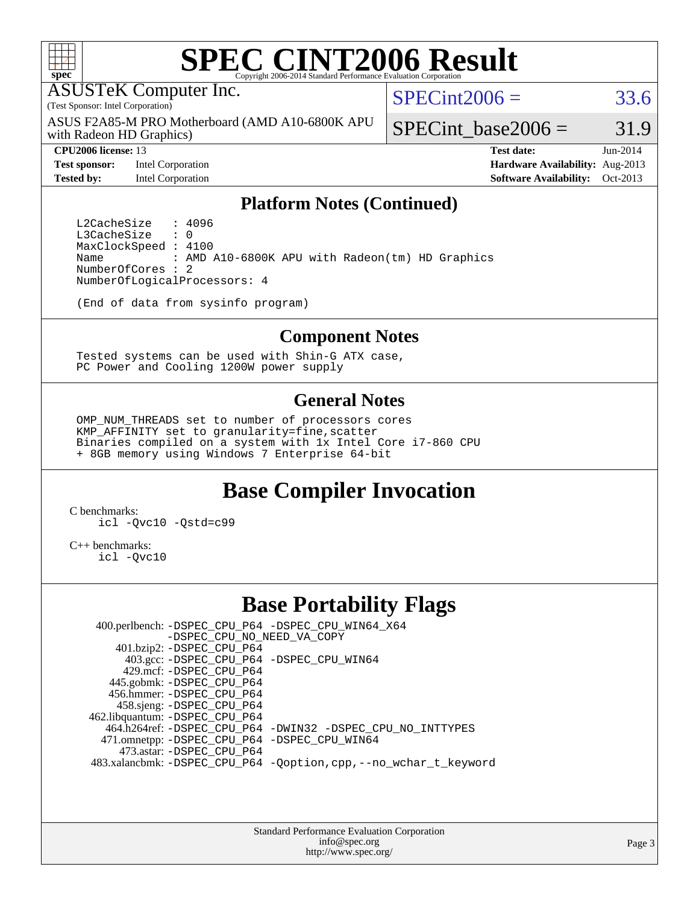# SPEC CINT2006 Result

Copyright 2006-2014 Standard Performance Evaluation Corporation

ASUSTeK Computer Inc.
(Test Sponsor: Intel Corporation)

ASUS F2A85-M PRO Motherboard (AMD A10-6800K APU with Radeon HD Graphics)

SPECint2006 = 33.6

SPECint_base2006 = 31.9

| | | | |
|---|---|---|---|
| **CPU2006 license:** 13 | | **Test date:** | Jun-2014 |
| **Test sponsor:** | Intel Corporation | **Hardware Availability:** | Aug-2013 |
| **Tested by:** | Intel Corporation | **Software Availability:** | Oct-2013 |

## Platform Notes (Continued)

```
L2CacheSize   : 4096
L3CacheSize   : 0
MaxClockSpeed : 4100
Name          : AMD A10-6800K APU with Radeon(tm) HD Graphics
NumberOfCores : 2
NumberOfLogicalProcessors: 4

(End of data from sysinfo program)
```

## Component Notes

```
Tested systems can be used with Shin-G ATX case,
PC Power and Cooling 1200W power supply
```

## General Notes

```
OMP_NUM_THREADS set to number of processors cores
KMP_AFFINITY set to granularity=fine,scatter
Binaries compiled on a system with 1x Intel Core i7-860 CPU
+ 8GB memory using Windows 7 Enterprise 64-bit
```

## Base Compiler Invocation

C benchmarks:
```
icl -Qvc10 -Qstd=c99
```

C++ benchmarks:
```
icl -Qvc10
```

## Base Portability Flags

| Benchmark | Flags |
|---|---|
| 400.perlbench: | -DSPEC_CPU_P64 -DSPEC_CPU_WIN64_X64 -DSPEC_CPU_NO_NEED_VA_COPY |
| 401.bzip2: | -DSPEC_CPU_P64 |
| 403.gcc: | -DSPEC_CPU_P64 -DSPEC_CPU_WIN64 |
| 429.mcf: | -DSPEC_CPU_P64 |
| 445.gobmk: | -DSPEC_CPU_P64 |
| 456.hmmer: | -DSPEC_CPU_P64 |
| 458.sjeng: | -DSPEC_CPU_P64 |
| 462.libquantum: | -DSPEC_CPU_P64 |
| 464.h264ref: | -DSPEC_CPU_P64 -DWIN32 -DSPEC_CPU_NO_INTTYPES |
| 471.omnetpp: | -DSPEC_CPU_P64 -DSPEC_CPU_WIN64 |
| 473.astar: | -DSPEC_CPU_P64 |
| 483.xalancbmk: | -DSPEC_CPU_P64 -Qoption,cpp,--no_wchar_t_keyword |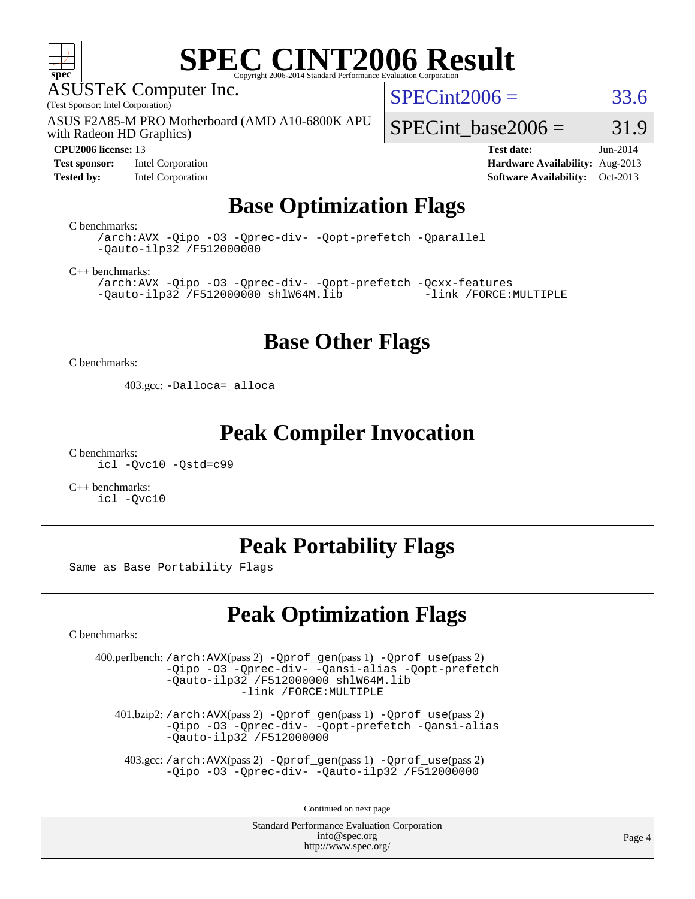# SPEC CINT2006 Result

Copyright 2006-2014 Standard Performance Evaluation Corporation

ASUSTeK Computer Inc.
(Test Sponsor: Intel Corporation)

ASUS F2A85-M PRO Motherboard (AMD A10-6800K APU with Radeon HD Graphics)

SPECint2006 = 33.6

SPECint_base2006 = 31.9

**CPU2006 license:** 13
**Test sponsor:** Intel Corporation
**Tested by:** Intel Corporation

**Test date:** Jun-2014
**Hardware Availability:** Aug-2013
**Software Availability:** Oct-2013

## Base Optimization Flags

C benchmarks:

```
/arch:AVX -Qipo -O3 -Qprec-div- -Qopt-prefetch -Qparallel
-Qauto-ilp32 /F512000000
```

C++ benchmarks:

```
/arch:AVX -Qipo -O3 -Qprec-div- -Qopt-prefetch -Qcxx-features
-Qauto-ilp32 /F512000000 shlW64M.lib          -link /FORCE:MULTIPLE
```

## Base Other Flags

C benchmarks:

403.gcc: `-Dalloca=_alloca`

## Peak Compiler Invocation

C benchmarks:

```
icl -Qvc10 -Qstd=c99
```

C++ benchmarks:

```
icl -Qvc10
```

## Peak Portability Flags

Same as Base Portability Flags

## Peak Optimization Flags

C benchmarks:

400.perlbench: `/arch:AVX`(pass 2) `-Qprof_gen`(pass 1) `-Qprof_use`(pass 2) `-Qipo -O3 -Qprec-div- -Qansi-alias -Qopt-prefetch -Qauto-ilp32 /F512000000 shlW64M.lib -link /FORCE:MULTIPLE`

401.bzip2: `/arch:AVX`(pass 2) `-Qprof_gen`(pass 1) `-Qprof_use`(pass 2) `-Qipo -O3 -Qprec-div- -Qopt-prefetch -Qansi-alias -Qauto-ilp32 /F512000000`

403.gcc: `/arch:AVX`(pass 2) `-Qprof_gen`(pass 1) `-Qprof_use`(pass 2) `-Qipo -O3 -Qprec-div- -Qauto-ilp32 /F512000000`

Continued on next page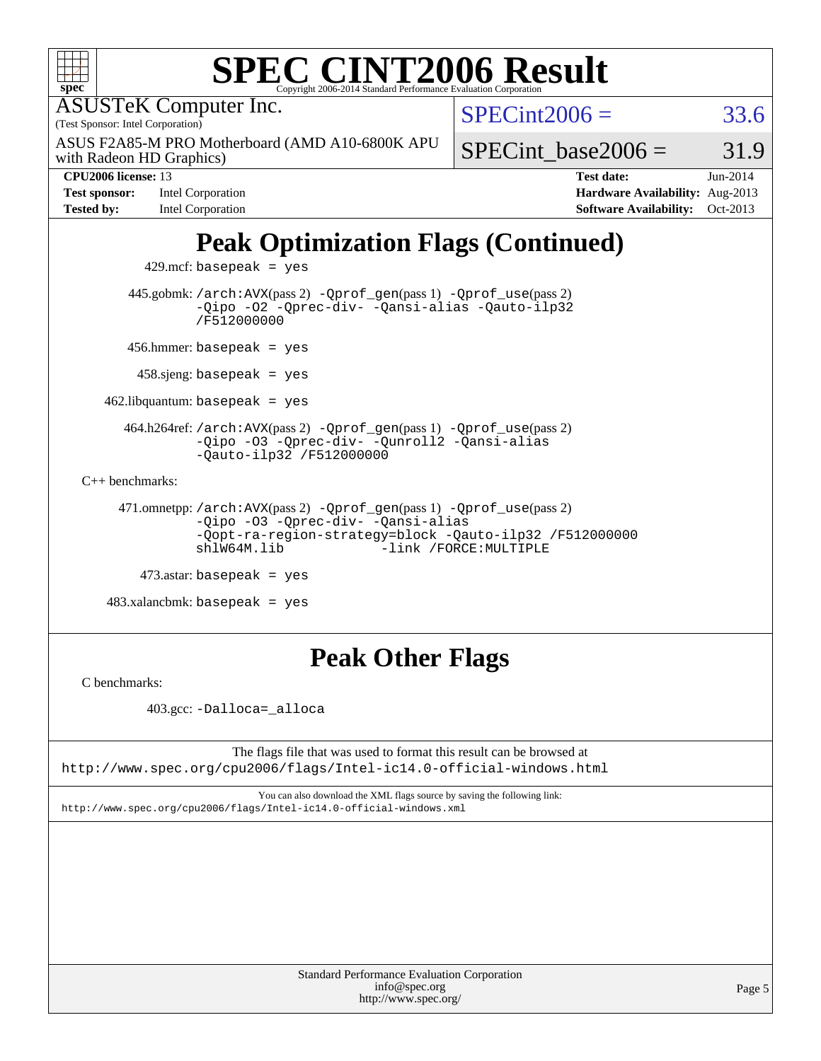# SPEC CINT2006 Result

ASUSTeK Computer Inc.
(Test Sponsor: Intel Corporation)

ASUS F2A85-M PRO Motherboard (AMD A10-6800K APU with Radeon HD Graphics)

SPECint2006 = 33.6

SPECint_base2006 = 31.9

| | | | |
|---|---|---|---|
| **CPU2006 license:** 13 | | **Test date:** | Jun-2014 |
| **Test sponsor:** | Intel Corporation | **Hardware Availability:** | Aug-2013 |
| **Tested by:** | Intel Corporation | **Software Availability:** | Oct-2013 |

## Peak Optimization Flags (Continued)

429.mcf: basepeak = yes

445.gobmk: /arch:AVX(pass 2) -Qprof_gen(pass 1) -Qprof_use(pass 2) -Qipo -O2 -Qprec-div- -Qansi-alias -Qauto-ilp32 /F512000000

456.hmmer: basepeak = yes

458.sjeng: basepeak = yes

462.libquantum: basepeak = yes

464.h264ref: /arch:AVX(pass 2) -Qprof_gen(pass 1) -Qprof_use(pass 2) -Qipo -O3 -Qprec-div- -Qunroll2 -Qansi-alias -Qauto-ilp32 /F512000000

C++ benchmarks:

471.omnetpp: /arch:AVX(pass 2) -Qprof_gen(pass 1) -Qprof_use(pass 2) -Qipo -O3 -Qprec-div- -Qansi-alias -Qopt-ra-region-strategy=block -Qauto-ilp32 /F512000000 shlW64M.lib -link /FORCE:MULTIPLE

473.astar: basepeak = yes

483.xalancbmk: basepeak = yes

## Peak Other Flags

C benchmarks:

403.gcc: -Dalloca=_alloca

The flags file that was used to format this result can be browsed at
http://www.spec.org/cpu2006/flags/Intel-ic14.0-official-windows.html

You can also download the XML flags source by saving the following link:
http://www.spec.org/cpu2006/flags/Intel-ic14.0-official-windows.xml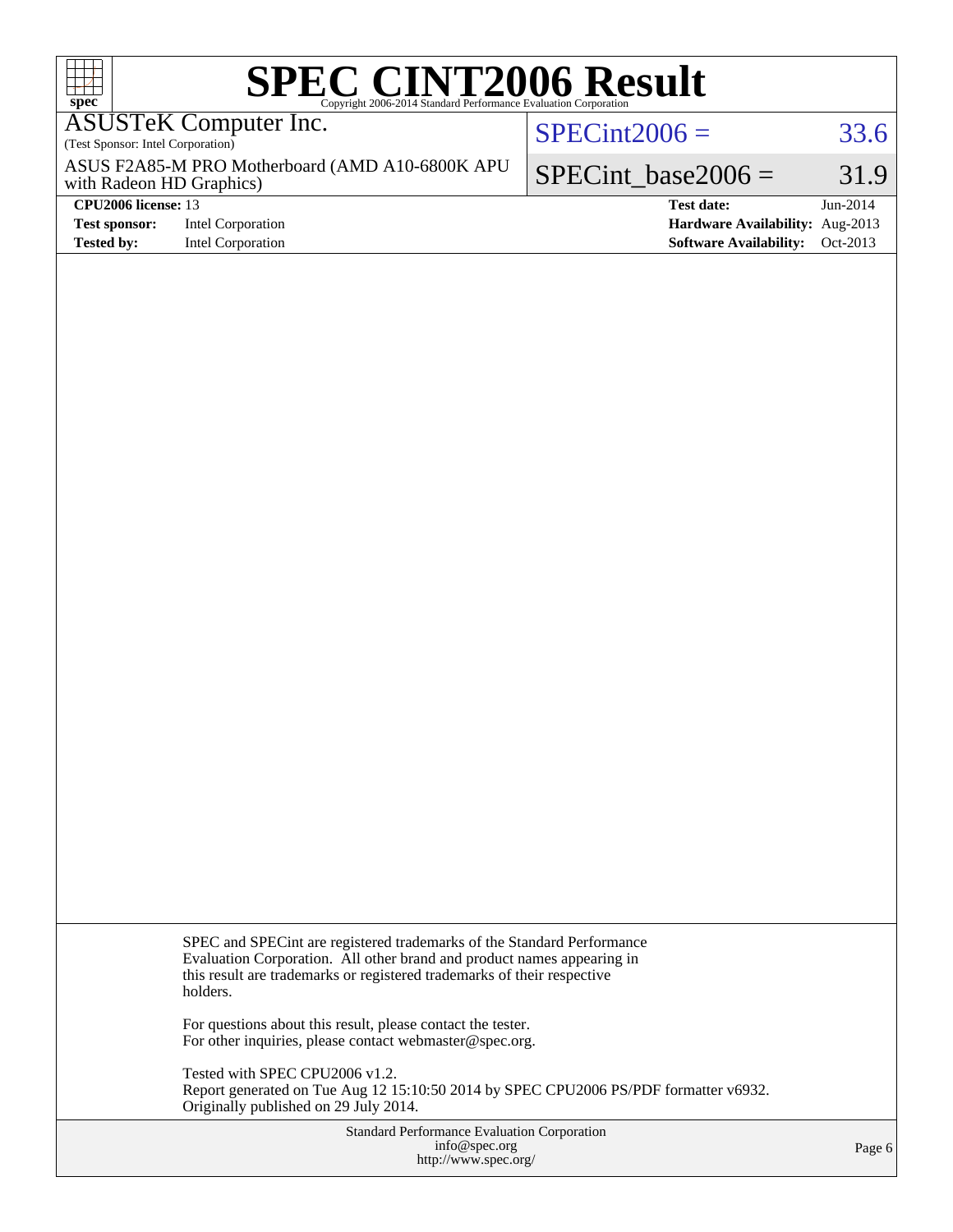# SPEC CINT2006 Result

Copyright 2006-2014 Standard Performance Evaluation Corporation

ASUSTeK Computer Inc.
(Test Sponsor: Intel Corporation)

ASUS F2A85-M PRO Motherboard (AMD A10-6800K APU with Radeon HD Graphics)

SPECint2006 = 33.6

SPECint_base2006 = 31.9

| | | | |
|---|---|---|---|
| **CPU2006 license:** | 13 | **Test date:** | Jun-2014 |
| **Test sponsor:** | Intel Corporation | **Hardware Availability:** | Aug-2013 |
| **Tested by:** | Intel Corporation | **Software Availability:** | Oct-2013 |

SPEC and SPECint are registered trademarks of the Standard Performance Evaluation Corporation. All other brand and product names appearing in this result are trademarks or registered trademarks of their respective holders.

For questions about this result, please contact the tester.
For other inquiries, please contact webmaster@spec.org.

Tested with SPEC CPU2006 v1.2.
Report generated on Tue Aug 12 15:10:50 2014 by SPEC CPU2006 PS/PDF formatter v6932.
Originally published on 29 July 2014.